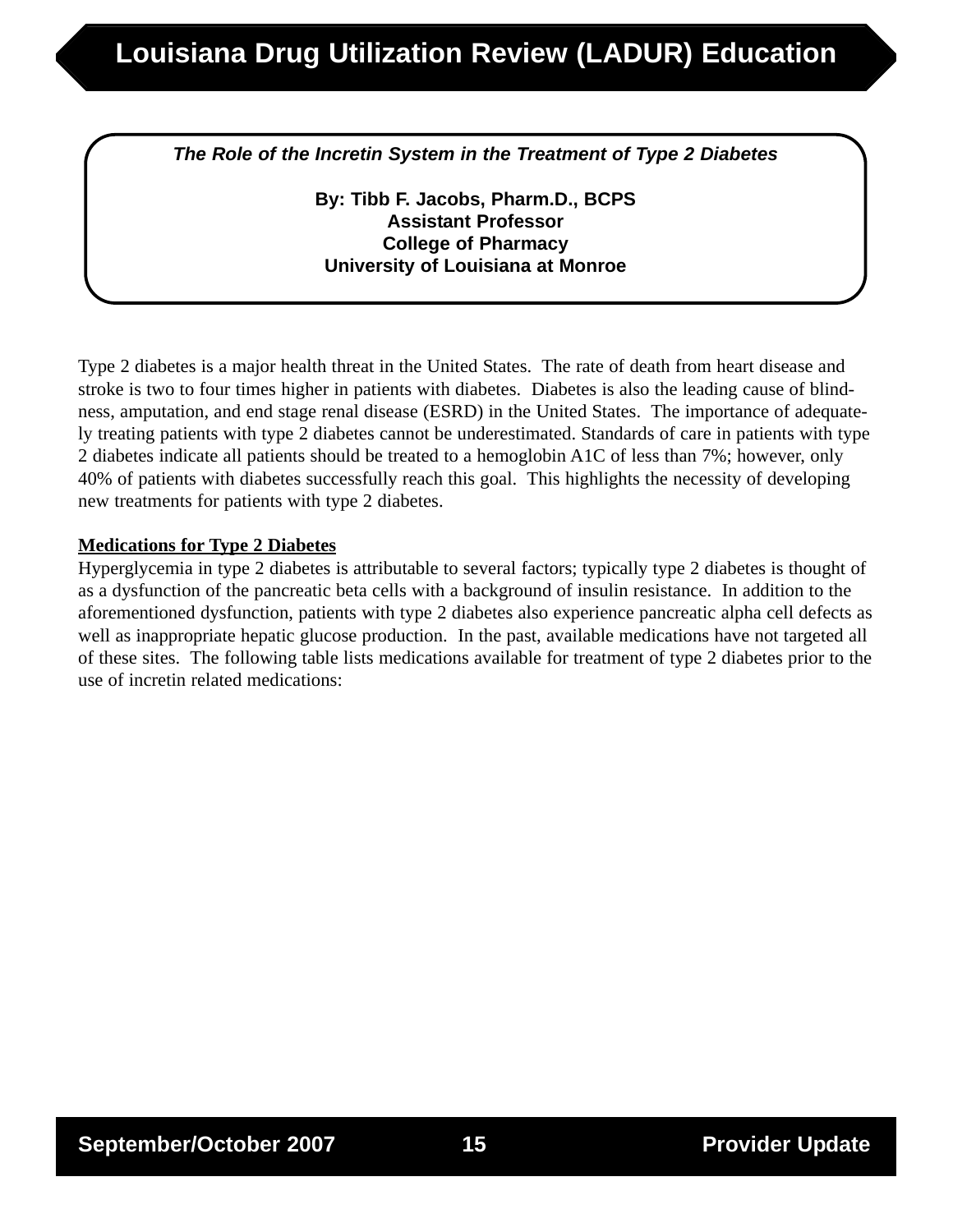# Louisiana Drug Utilization Review (LADUR) Education

***The Role of the Incretin System in the Treatment of Type 2 Diabetes***

**By: Tibb F. Jacobs, Pharm.D., BCPS**
**Assistant Professor**
**College of Pharmacy**
**University of Louisiana at Monroe**

Type 2 diabetes is a major health threat in the United States. The rate of death from heart disease and stroke is two to four times higher in patients with diabetes. Diabetes is also the leading cause of blindness, amputation, and end stage renal disease (ESRD) in the United States. The importance of adequately treating patients with type 2 diabetes cannot be underestimated. Standards of care in patients with type 2 diabetes indicate all patients should be treated to a hemoglobin A1C of less than 7%; however, only 40% of patients with diabetes successfully reach this goal. This highlights the necessity of developing new treatments for patients with type 2 diabetes.

**Medications for Type 2 Diabetes**

Hyperglycemia in type 2 diabetes is attributable to several factors; typically type 2 diabetes is thought of as a dysfunction of the pancreatic beta cells with a background of insulin resistance. In addition to the aforementioned dysfunction, patients with type 2 diabetes also experience pancreatic alpha cell defects as well as inappropriate hepatic glucose production. In the past, available medications have not targeted all of these sites. The following table lists medications available for treatment of type 2 diabetes prior to the use of incretin related medications: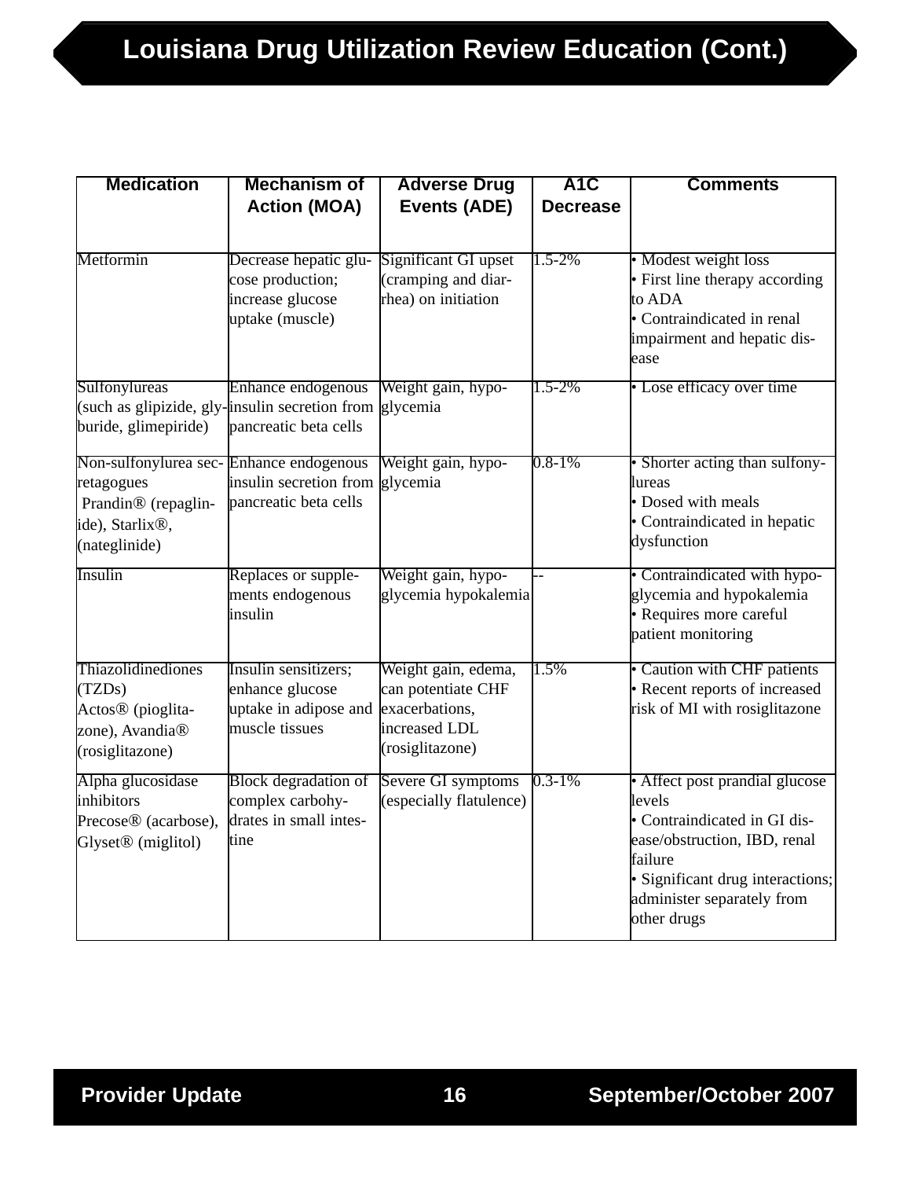# Louisiana Drug Utilization Review Education (Cont.)

| Medication | Mechanism of Action (MOA) | Adverse Drug Events (ADE) | A1C Decrease | Comments |
|---|---|---|---|---|
| Metformin | Decrease hepatic glucose production; increase glucose uptake (muscle) | Significant GI upset (cramping and diarrhea) on initiation | 1.5-2% | • Modest weight loss<br>• First line therapy according to ADA<br>• Contraindicated in renal impairment and hepatic disease |
| Sulfonylureas (such as glipizide, glyburide, glimepiride) | Enhance endogenous insulin secretion from pancreatic beta cells | Weight gain, hypoglycemia | 1.5-2% | • Lose efficacy over time |
| Non-sulfonylurea secretagogues Prandin® (repaglinide), Starlix®, (nateglinide) | Enhance endogenous insulin secretion from pancreatic beta cells | Weight gain, hypoglycemia | 0.8-1% | • Shorter acting than sulfonylureas<br>• Dosed with meals<br>• Contraindicated in hepatic dysfunction |
| Insulin | Replaces or supplements endogenous insulin | Weight gain, hypoglycemia hypokalemia | -- | • Contraindicated with hypoglycemia and hypokalemia<br>• Requires more careful patient monitoring |
| Thiazolidinediones (TZDs) Actos® (pioglitazone), Avandia® (rosiglitazone) | Insulin sensitizers; enhance glucose uptake in adipose and muscle tissues | Weight gain, edema, can potentiate CHF exacerbations, increased LDL (rosiglitazone) | 1.5% | • Caution with CHF patients<br>• Recent reports of increased risk of MI with rosiglitazone |
| Alpha glucosidase inhibitors Precose® (acarbose), Glyset® (miglitol) | Block degradation of complex carbohydrates in small intestine | Severe GI symptoms (especially flatulence) | 0.3-1% | • Affect post prandial glucose levels<br>• Contraindicated in GI disease/obstruction, IBD, renal failure<br>• Significant drug interactions; administer separately from other drugs |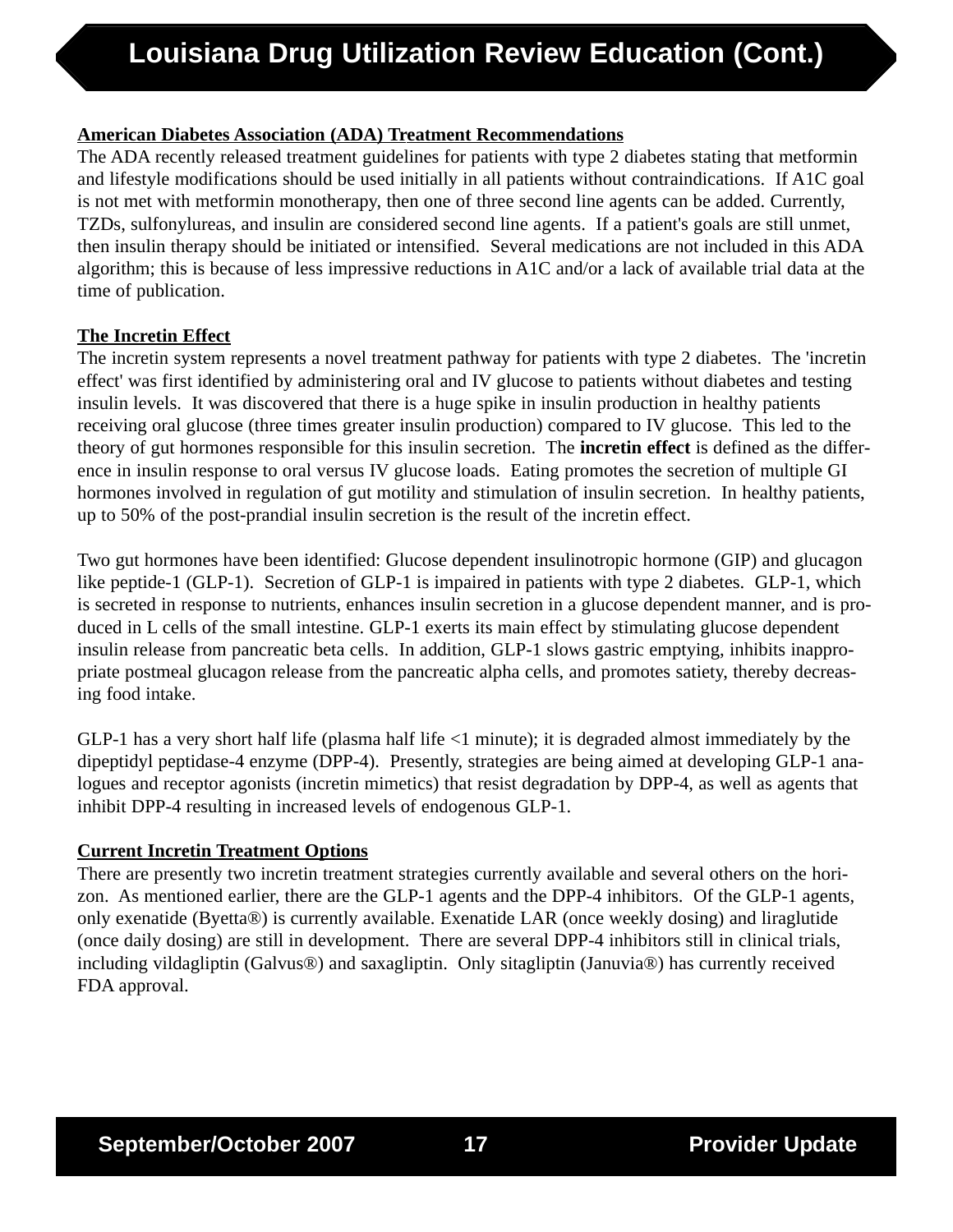## American Diabetes Association (ADA) Treatment Recommendations

The ADA recently released treatment guidelines for patients with type 2 diabetes stating that metformin and lifestyle modifications should be used initially in all patients without contraindications. If A1C goal is not met with metformin monotherapy, then one of three second line agents can be added. Currently, TZDs, sulfonylureas, and insulin are considered second line agents. If a patient's goals are still unmet, then insulin therapy should be initiated or intensified. Several medications are not included in this ADA algorithm; this is because of less impressive reductions in A1C and/or a lack of available trial data at the time of publication.

## The Incretin Effect

The incretin system represents a novel treatment pathway for patients with type 2 diabetes. The 'incretin effect' was first identified by administering oral and IV glucose to patients without diabetes and testing insulin levels. It was discovered that there is a huge spike in insulin production in healthy patients receiving oral glucose (three times greater insulin production) compared to IV glucose. This led to the theory of gut hormones responsible for this insulin secretion. The **incretin effect** is defined as the difference in insulin response to oral versus IV glucose loads. Eating promotes the secretion of multiple GI hormones involved in regulation of gut motility and stimulation of insulin secretion. In healthy patients, up to 50% of the post-prandial insulin secretion is the result of the incretin effect.

Two gut hormones have been identified: Glucose dependent insulinotropic hormone (GIP) and glucagon like peptide-1 (GLP-1). Secretion of GLP-1 is impaired in patients with type 2 diabetes. GLP-1, which is secreted in response to nutrients, enhances insulin secretion in a glucose dependent manner, and is produced in L cells of the small intestine. GLP-1 exerts its main effect by stimulating glucose dependent insulin release from pancreatic beta cells. In addition, GLP-1 slows gastric emptying, inhibits inappropriate postmeal glucagon release from the pancreatic alpha cells, and promotes satiety, thereby decreasing food intake.

GLP-1 has a very short half life (plasma half life <1 minute); it is degraded almost immediately by the dipeptidyl peptidase-4 enzyme (DPP-4). Presently, strategies are being aimed at developing GLP-1 analogues and receptor agonists (incretin mimetics) that resist degradation by DPP-4, as well as agents that inhibit DPP-4 resulting in increased levels of endogenous GLP-1.

## Current Incretin Treatment Options

There are presently two incretin treatment strategies currently available and several others on the horizon. As mentioned earlier, there are the GLP-1 agents and the DPP-4 inhibitors. Of the GLP-1 agents, only exenatide (Byetta®) is currently available. Exenatide LAR (once weekly dosing) and liraglutide (once daily dosing) are still in development. There are several DPP-4 inhibitors still in clinical trials, including vildagliptin (Galvus®) and saxagliptin. Only sitagliptin (Januvia®) has currently received FDA approval.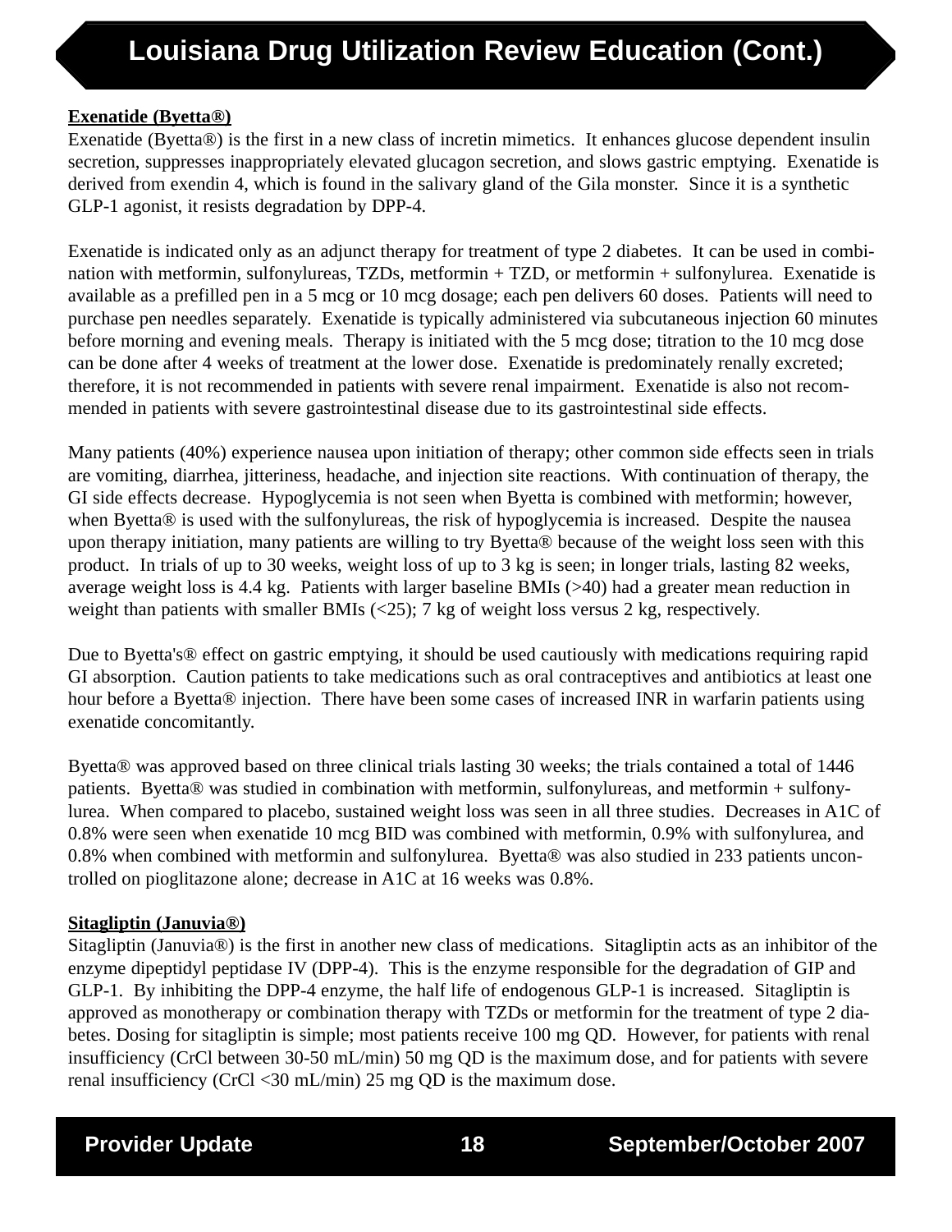## Louisiana Drug Utilization Review Education (Cont.)

**Exenatide (Byetta®)**

Exenatide (Byetta®) is the first in a new class of incretin mimetics. It enhances glucose dependent insulin secretion, suppresses inappropriately elevated glucagon secretion, and slows gastric emptying. Exenatide is derived from exendin 4, which is found in the salivary gland of the Gila monster. Since it is a synthetic GLP-1 agonist, it resists degradation by DPP-4.

Exenatide is indicated only as an adjunct therapy for treatment of type 2 diabetes. It can be used in combination with metformin, sulfonylureas, TZDs, metformin + TZD, or metformin + sulfonylurea. Exenatide is available as a prefilled pen in a 5 mcg or 10 mcg dosage; each pen delivers 60 doses. Patients will need to purchase pen needles separately. Exenatide is typically administered via subcutaneous injection 60 minutes before morning and evening meals. Therapy is initiated with the 5 mcg dose; titration to the 10 mcg dose can be done after 4 weeks of treatment at the lower dose. Exenatide is predominately renally excreted; therefore, it is not recommended in patients with severe renal impairment. Exenatide is also not recommended in patients with severe gastrointestinal disease due to its gastrointestinal side effects.

Many patients (40%) experience nausea upon initiation of therapy; other common side effects seen in trials are vomiting, diarrhea, jitteriness, headache, and injection site reactions. With continuation of therapy, the GI side effects decrease. Hypoglycemia is not seen when Byetta is combined with metformin; however, when Byetta® is used with the sulfonylureas, the risk of hypoglycemia is increased. Despite the nausea upon therapy initiation, many patients are willing to try Byetta® because of the weight loss seen with this product. In trials of up to 30 weeks, weight loss of up to 3 kg is seen; in longer trials, lasting 82 weeks, average weight loss is 4.4 kg. Patients with larger baseline BMIs (>40) had a greater mean reduction in weight than patients with smaller BMIs (<25); 7 kg of weight loss versus 2 kg, respectively.

Due to Byetta's® effect on gastric emptying, it should be used cautiously with medications requiring rapid GI absorption. Caution patients to take medications such as oral contraceptives and antibiotics at least one hour before a Byetta® injection. There have been some cases of increased INR in warfarin patients using exenatide concomitantly.

Byetta® was approved based on three clinical trials lasting 30 weeks; the trials contained a total of 1446 patients. Byetta® was studied in combination with metformin, sulfonylureas, and metformin + sulfonylurea. When compared to placebo, sustained weight loss was seen in all three studies. Decreases in A1C of 0.8% were seen when exenatide 10 mcg BID was combined with metformin, 0.9% with sulfonylurea, and 0.8% when combined with metformin and sulfonylurea. Byetta® was also studied in 233 patients uncontrolled on pioglitazone alone; decrease in A1C at 16 weeks was 0.8%.

**Sitagliptin (Januvia®)**

Sitagliptin (Januvia®) is the first in another new class of medications. Sitagliptin acts as an inhibitor of the enzyme dipeptidyl peptidase IV (DPP-4). This is the enzyme responsible for the degradation of GIP and GLP-1. By inhibiting the DPP-4 enzyme, the half life of endogenous GLP-1 is increased. Sitagliptin is approved as monotherapy or combination therapy with TZDs or metformin for the treatment of type 2 diabetes. Dosing for sitagliptin is simple; most patients receive 100 mg QD. However, for patients with renal insufficiency (CrCl between 30-50 mL/min) 50 mg QD is the maximum dose, and for patients with severe renal insufficiency (CrCl <30 mL/min) 25 mg QD is the maximum dose.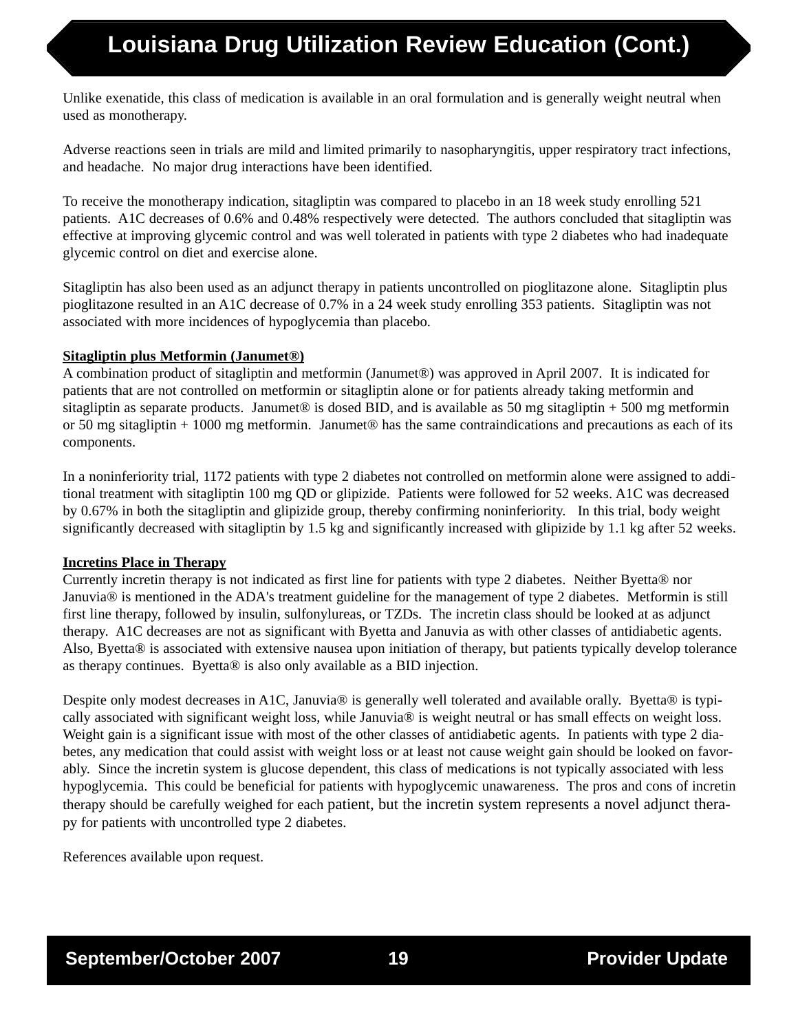Unlike exenatide, this class of medication is available in an oral formulation and is generally weight neutral when used as monotherapy.

Adverse reactions seen in trials are mild and limited primarily to nasopharyngitis, upper respiratory tract infections, and headache. No major drug interactions have been identified.

To receive the monotherapy indication, sitagliptin was compared to placebo in an 18 week study enrolling 521 patients. A1C decreases of 0.6% and 0.48% respectively were detected. The authors concluded that sitagliptin was effective at improving glycemic control and was well tolerated in patients with type 2 diabetes who had inadequate glycemic control on diet and exercise alone.

Sitagliptin has also been used as an adjunct therapy in patients uncontrolled on pioglitazone alone. Sitagliptin plus pioglitazone resulted in an A1C decrease of 0.7% in a 24 week study enrolling 353 patients. Sitagliptin was not associated with more incidences of hypoglycemia than placebo.

**Sitagliptin plus Metformin (Janumet®)**

A combination product of sitagliptin and metformin (Janumet®) was approved in April 2007. It is indicated for patients that are not controlled on metformin or sitagliptin alone or for patients already taking metformin and sitagliptin as separate products. Janumet® is dosed BID, and is available as 50 mg sitagliptin + 500 mg metformin or 50 mg sitagliptin + 1000 mg metformin. Janumet® has the same contraindications and precautions as each of its components.

In a noninferiority trial, 1172 patients with type 2 diabetes not controlled on metformin alone were assigned to additional treatment with sitagliptin 100 mg QD or glipizide. Patients were followed for 52 weeks. A1C was decreased by 0.67% in both the sitagliptin and glipizide group, thereby confirming noninferiority. In this trial, body weight significantly decreased with sitagliptin by 1.5 kg and significantly increased with glipizide by 1.1 kg after 52 weeks.

**Incretins Place in Therapy**

Currently incretin therapy is not indicated as first line for patients with type 2 diabetes. Neither Byetta® nor Januvia® is mentioned in the ADA's treatment guideline for the management of type 2 diabetes. Metformin is still first line therapy, followed by insulin, sulfonylureas, or TZDs. The incretin class should be looked at as adjunct therapy. A1C decreases are not as significant with Byetta and Januvia as with other classes of antidiabetic agents. Also, Byetta® is associated with extensive nausea upon initiation of therapy, but patients typically develop tolerance as therapy continues. Byetta® is also only available as a BID injection.

Despite only modest decreases in A1C, Januvia® is generally well tolerated and available orally. Byetta® is typically associated with significant weight loss, while Januvia® is weight neutral or has small effects on weight loss. Weight gain is a significant issue with most of the other classes of antidiabetic agents. In patients with type 2 diabetes, any medication that could assist with weight loss or at least not cause weight gain should be looked on favorably. Since the incretin system is glucose dependent, this class of medications is not typically associated with less hypoglycemia. This could be beneficial for patients with hypoglycemic unawareness. The pros and cons of incretin therapy should be carefully weighed for each patient, but the incretin system represents a novel adjunct therapy for patients with uncontrolled type 2 diabetes.

References available upon request.